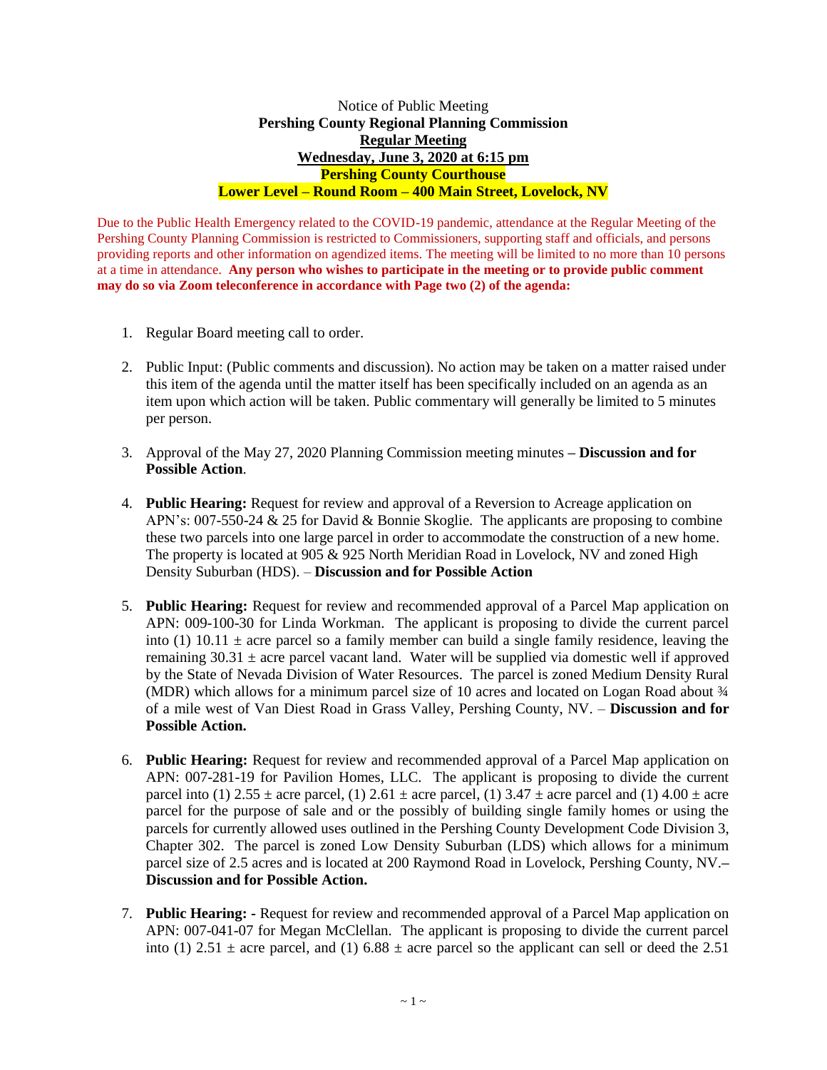Notice of Public Meeting

**Pershing County Regional Planning Commission**

**Regular Meeting**

**Wednesday, June 3, 2020 at 6:15 pm**

**Pershing County Courthouse**

**Lower Level – Round Room – 400 Main Street, Lovelock, NV**

Due to the Public Health Emergency related to the COVID-19 pandemic, attendance at the Regular Meeting of the Pershing County Planning Commission is restricted to Commissioners, supporting staff and officials, and persons providing reports and other information on agendized items. The meeting will be limited to no more than 10 persons at a time in attendance. **Any person who wishes to participate in the meeting or to provide public comment may do so via Zoom teleconference in accordance with Page two (2) of the agenda:**

1. Regular Board meeting call to order.

2. Public Input: (Public comments and discussion). No action may be taken on a matter raised under this item of the agenda until the matter itself has been specifically included on an agenda as an item upon which action will be taken. Public commentary will generally be limited to 5 minutes per person.

3. Approval of the May 27, 2020 Planning Commission meeting minutes **– Discussion and for Possible Action**.

4. **Public Hearing:** Request for review and approval of a Reversion to Acreage application on APN's: 007-550-24 & 25 for David & Bonnie Skoglie. The applicants are proposing to combine these two parcels into one large parcel in order to accommodate the construction of a new home. The property is located at 905 & 925 North Meridian Road in Lovelock, NV and zoned High Density Suburban (HDS). – **Discussion and for Possible Action**

5. **Public Hearing:** Request for review and recommended approval of a Parcel Map application on APN: 009-100-30 for Linda Workman. The applicant is proposing to divide the current parcel into (1) 10.11 ± acre parcel so a family member can build a single family residence, leaving the remaining 30.31 ± acre parcel vacant land. Water will be supplied via domestic well if approved by the State of Nevada Division of Water Resources. The parcel is zoned Medium Density Rural (MDR) which allows for a minimum parcel size of 10 acres and located on Logan Road about ¾ of a mile west of Van Diest Road in Grass Valley, Pershing County, NV. – **Discussion and for Possible Action.**

6. **Public Hearing:** Request for review and recommended approval of a Parcel Map application on APN: 007-281-19 for Pavilion Homes, LLC. The applicant is proposing to divide the current parcel into (1) 2.55 ± acre parcel, (1) 2.61 ± acre parcel, (1) 3.47 ± acre parcel and (1) 4.00 ± acre parcel for the purpose of sale and or the possibly of building single family homes or using the parcels for currently allowed uses outlined in the Pershing County Development Code Division 3, Chapter 302. The parcel is zoned Low Density Suburban (LDS) which allows for a minimum parcel size of 2.5 acres and is located at 200 Raymond Road in Lovelock, Pershing County, NV.**– Discussion and for Possible Action.**

7. **Public Hearing: -** Request for review and recommended approval of a Parcel Map application on APN: 007-041-07 for Megan McClellan. The applicant is proposing to divide the current parcel into (1) 2.51 ± acre parcel, and (1) 6.88 ± acre parcel so the applicant can sell or deed the 2.51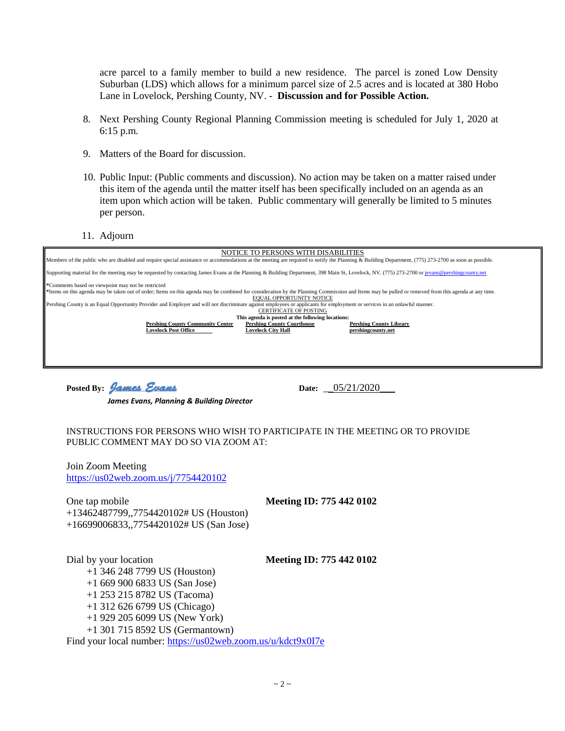acre parcel to a family member to build a new residence. The parcel is zoned Low Density Suburban (LDS) which allows for a minimum parcel size of 2.5 acres and is located at 380 Hobo Lane in Lovelock, Pershing County, NV. - **Discussion and for Possible Action.**

8. Next Pershing County Regional Planning Commission meeting is scheduled for July 1, 2020 at 6:15 p.m.

9. Matters of the Board for discussion.

10. Public Input: (Public comments and discussion). No action may be taken on a matter raised under this item of the agenda until the matter itself has been specifically included on an agenda as an item upon which action will be taken. Public commentary will generally be limited to 5 minutes per person.

11. Adjourn

NOTICE TO PERSONS WITH DISABILITIES

Members of the public who are disabled and require special assistance or accommodations at the meeting are required to notify the Planning & Building Department, (775) 273-2700 as soon as possible.

Supporting material for the meeting may be requested by contacting James Evans at the Planning & Building Department, 398 Main St, Lovelock, NV. (775) 273-2700 or jevans@pershingcounty.net

*Comments based on viewpoint may not be restricted

*Items on this agenda may be taken out of order; Items on this agenda may be combined for consideration by the Planning Commission and Items may be pulled or removed from this agenda at any time.

EQUAL OPPORTUNITY NOTICE

Pershing County is an Equal Opportunity Provider and Employer and will not discriminate against employees or applicants for employment or services in an unlawful manner.

CERTIFICATE OF POSTING

**This agenda is posted at the following locations:**

| | | |
|---|---|---|
| **Pershing County Community Center** | **Pershing County Courthouse** | **Pershing County Library** |
| **Lovelock Post Office** | **Lovelock City Hall** | **pershingcounty.net** |

**Posted By:** *James Evans* **Date:** 05/21/2020

*James Evans, Planning & Building Director*

INSTRUCTIONS FOR PERSONS WHO WISH TO PARTICIPATE IN THE MEETING OR TO PROVIDE PUBLIC COMMENT MAY DO SO VIA ZOOM AT:

Join Zoom Meeting
https://us02web.zoom.us/j/7754420102

One tap mobile **Meeting ID: 775 442 0102**
+13462487799,,7754420102# US (Houston)
+16699006833,,7754420102# US (San Jose)

Dial by your location **Meeting ID: 775 442 0102**
+1 346 248 7799 US (Houston)
+1 669 900 6833 US (San Jose)
+1 253 215 8782 US (Tacoma)
+1 312 626 6799 US (Chicago)
+1 929 205 6099 US (New York)
+1 301 715 8592 US (Germantown)
Find your local number: https://us02web.zoom.us/u/kdct9x0I7e